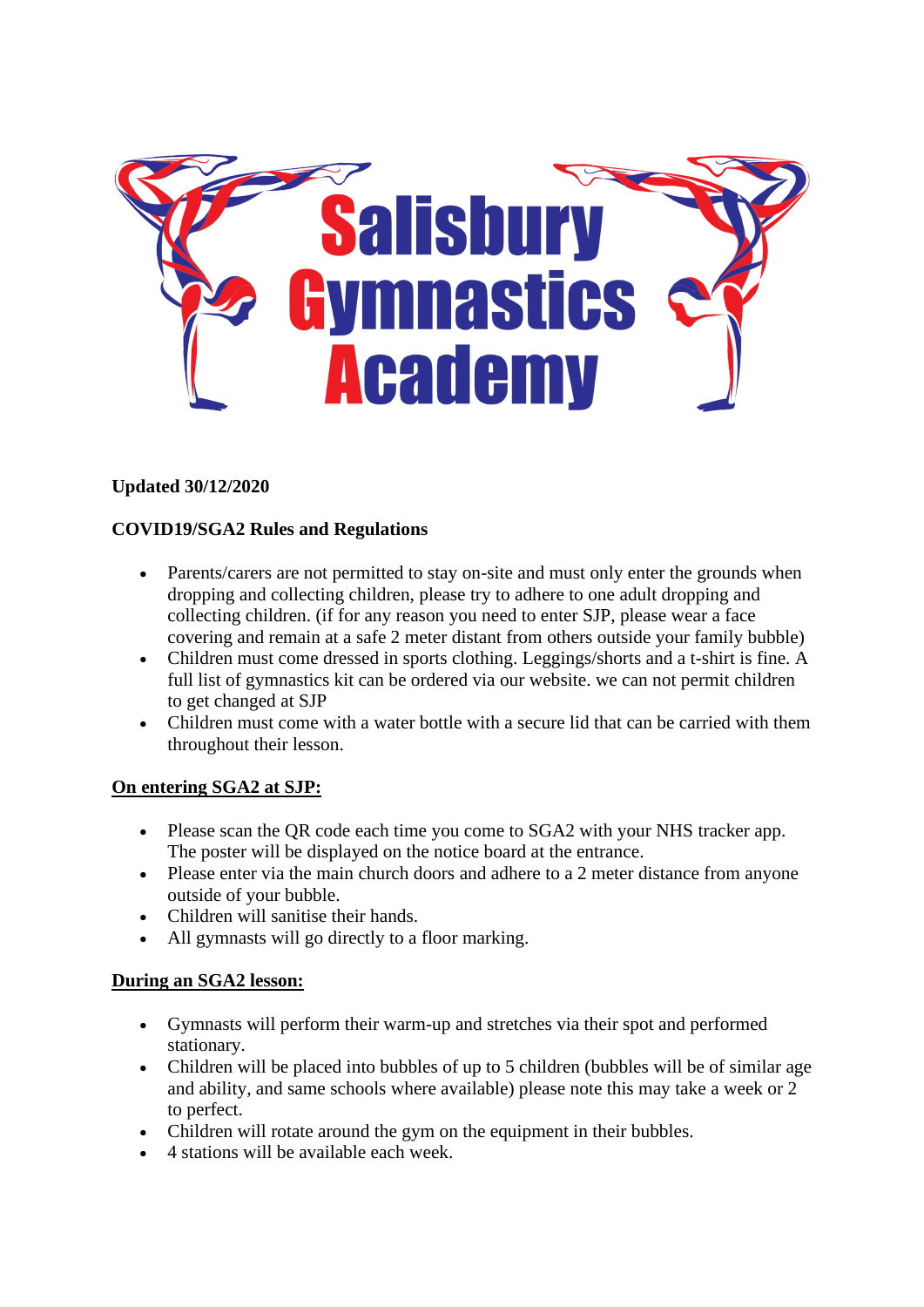# Salisbury Gymnastics Academy

**Updated 30/12/2020**

**COVID19/SGA2 Rules and Regulations**

- Parents/carers are not permitted to stay on-site and must only enter the grounds when dropping and collecting children, please try to adhere to one adult dropping and collecting children. (if for any reason you need to enter SJP, please wear a face covering and remain at a safe 2 meter distant from others outside your family bubble)
- Children must come dressed in sports clothing. Leggings/shorts and a t-shirt is fine. A full list of gymnastics kit can be ordered via our website. we can not permit children to get changed at SJP
- Children must come with a water bottle with a secure lid that can be carried with them throughout their lesson.

**<u>On entering SGA2 at SJP:</u>**

- Please scan the QR code each time you come to SGA2 with your NHS tracker app. The poster will be displayed on the notice board at the entrance.
- Please enter via the main church doors and adhere to a 2 meter distance from anyone outside of your bubble.
- Children will sanitise their hands.
- All gymnasts will go directly to a floor marking.

**<u>During an SGA2 lesson:</u>**

- Gymnasts will perform their warm-up and stretches via their spot and performed stationary.
- Children will be placed into bubbles of up to 5 children (bubbles will be of similar age and ability, and same schools where available) please note this may take a week or 2 to perfect.
- Children will rotate around the gym on the equipment in their bubbles.
- 4 stations will be available each week.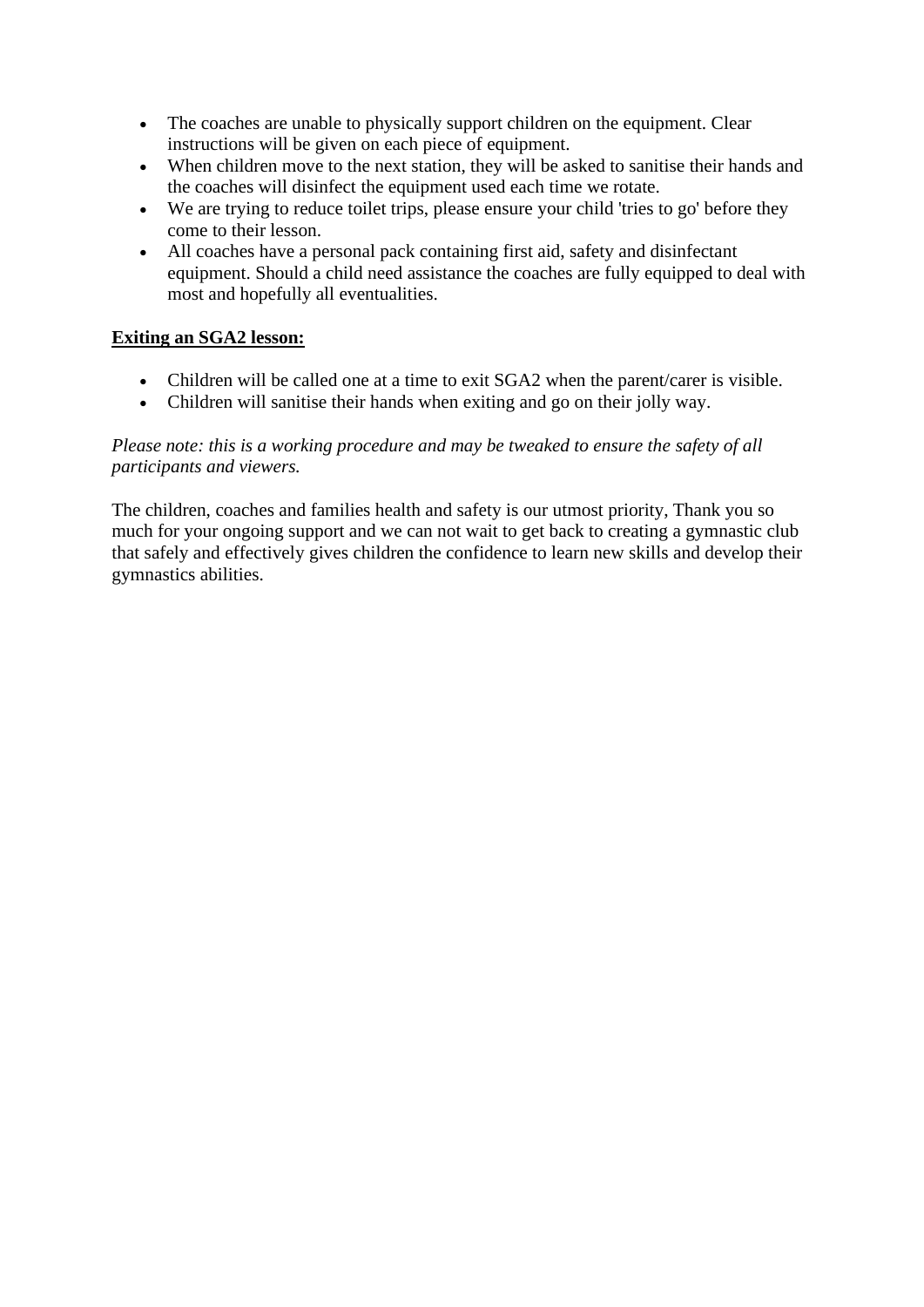- The coaches are unable to physically support children on the equipment. Clear instructions will be given on each piece of equipment.
- When children move to the next station, they will be asked to sanitise their hands and the coaches will disinfect the equipment used each time we rotate.
- We are trying to reduce toilet trips, please ensure your child 'tries to go' before they come to their lesson.
- All coaches have a personal pack containing first aid, safety and disinfectant equipment. Should a child need assistance the coaches are fully equipped to deal with most and hopefully all eventualities.

**Exiting an SGA2 lesson:**

- Children will be called one at a time to exit SGA2 when the parent/carer is visible.
- Children will sanitise their hands when exiting and go on their jolly way.

*Please note: this is a working procedure and may be tweaked to ensure the safety of all participants and viewers.*

The children, coaches and families health and safety is our utmost priority, Thank you so much for your ongoing support and we can not wait to get back to creating a gymnastic club that safely and effectively gives children the confidence to learn new skills and develop their gymnastics abilities.